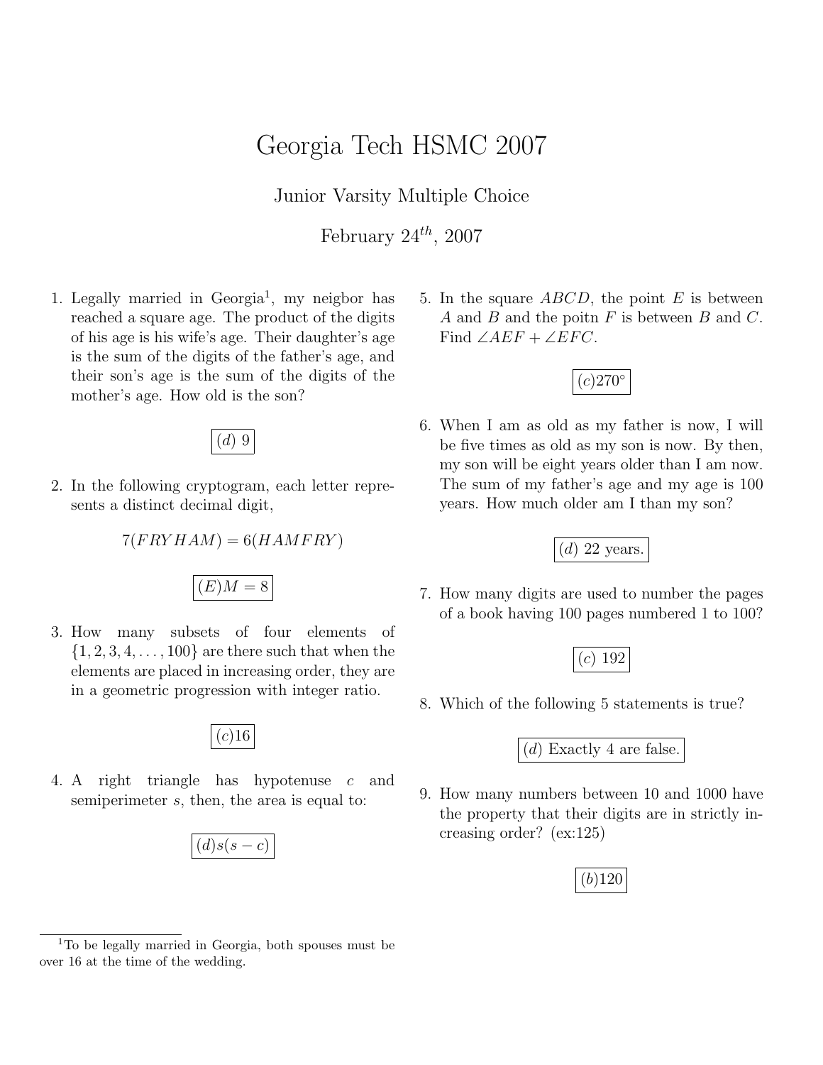# Georgia Tech HSMC 2007

Junior Varsity Multiple Choice

February $24^{th}$, 2007

1. Legally married in Georgia[1], my neigbor has reached a square age. The product of the digits of his age is his wife's age. Their daughter's age is the sum of the digits of the father's age, and their son's age is the sum of the digits of the mother's age. How old is the son?

$$\boxed{(d)\ 9}$$

2. In the following cryptogram, each letter represents a distinct decimal digit,

$$7(FRYHAM) = 6(HAMFRY)$$

$$\boxed{(E) M = 8}$$

3. How many subsets of four elements of $\{1, 2, 3, 4, \ldots, 100\}$ are there such that when the elements are placed in increasing order, they are in a geometric progression with integer ratio.

$$\boxed{(c) 16}$$

4. A right triangle has hypotenuse $c$ and semiperimeter $s$, then, the area is equal to:

$$\boxed{(d) s(s-c)}$$

5. In the square $ABCD$, the point $E$ is between $A$ and $B$ and the poitn $F$ is between $B$ and $C$. Find $\angle AEF + \angle EFC$.

$$\boxed{(c) 270^\circ}$$

6. When I am as old as my father is now, I will be five times as old as my son is now. By then, my son will be eight years older than I am now. The sum of my father's age and my age is 100 years. How much older am I than my son?

$$\boxed{(d)\ 22 \text{ years.}}$$

7. How many digits are used to number the pages of a book having 100 pages numbered 1 to 100?

$$\boxed{(c)\ 192}$$

8. Which of the following 5 statements is true?

$$\boxed{(d) \text{ Exactly 4 are false.}}$$

9. How many numbers between 10 and 1000 have the property that their digits are in strictly increasing order? (ex:125)

$$\boxed{(b) 120}$$

---

[1] To be legally married in Georgia, both spouses must be over 16 at the time of the wedding.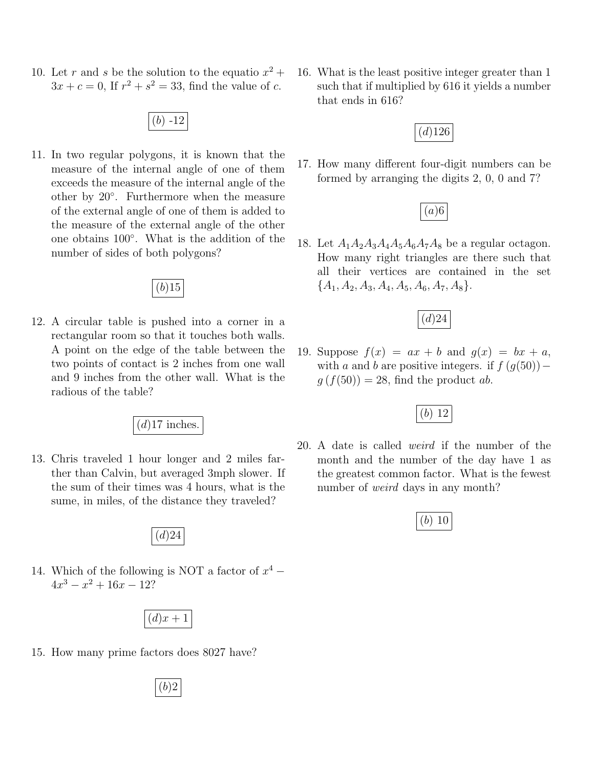10. Let $r$ and $s$ be the solution to the equatio $x^2 + 3x + c = 0$, If $r^2 + s^2 = 33$, find the value of $c$.

(b) -12

11. In two regular polygons, it is known that the measure of the internal angle of one of them exceeds the measure of the internal angle of the other by 20°. Furthermore when the measure of the external angle of one of them is added to the measure of the external angle of the other one obtains 100°. What is the addition of the number of sides of both polygons?

(b)15

12. A circular table is pushed into a corner in a rectangular room so that it touches both walls. A point on the edge of the table between the two points of contact is 2 inches from one wall and 9 inches from the other wall. What is the radious of the table?

(d)17 inches.

13. Chris traveled 1 hour longer and 2 miles farther than Calvin, but averaged 3mph slower. If the sum of their times was 4 hours, what is the sume, in miles, of the distance they traveled?

(d)24

14. Which of the following is NOT a factor of $x^4 - 4x^3 - x^2 + 16x - 12$?

(d)$x + 1$

15. How many prime factors does 8027 have?

(b)2

16. What is the least positive integer greater than 1 such that if multiplied by 616 it yields a number that ends in 616?

(d)126

17. How many different four-digit numbers can be formed by arranging the digits 2, 0, 0 and 7?

(a)6

18. Let $A_1A_2A_3A_4A_5A_6A_7A_8$ be a regular octagon. How many right triangles are there such that all their vertices are contained in the set $\{A_1, A_2, A_3, A_4, A_5, A_6, A_7, A_8\}$.

(d)24

19. Suppose $f(x) = ax + b$ and $g(x) = bx + a$, with $a$ and $b$ are positive integers. if $f(g(50)) - g(f(50)) = 28$, find the product $ab$.

(b) 12

20. A date is called *weird* if the number of the month and the number of the day have 1 as the greatest common factor. What is the fewest number of *weird* days in any month?

(b) 10